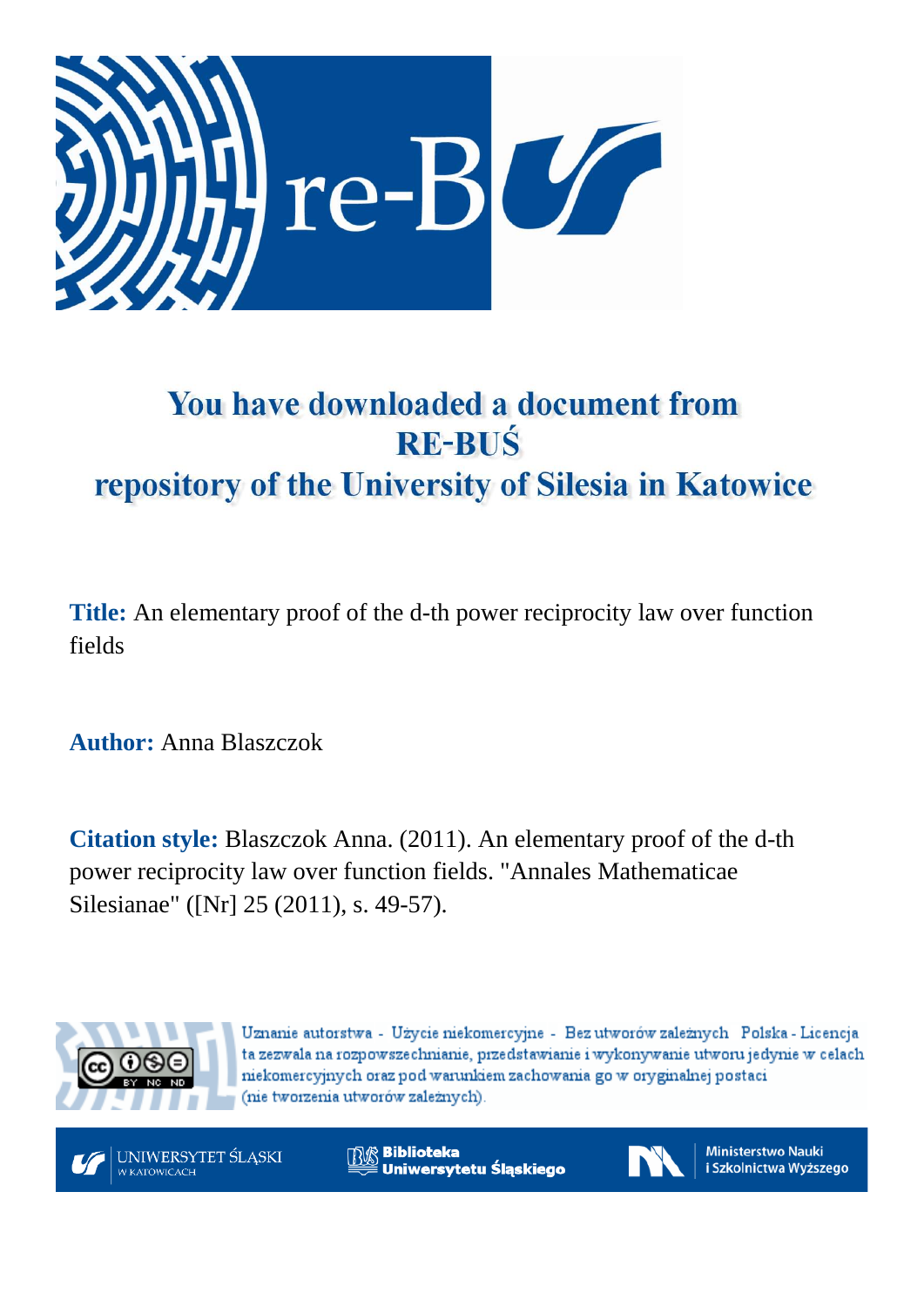# You have downloaded a document from RE-BUŚ repository of the University of Silesia in Katowice

**Title:** An elementary proof of the d-th power reciprocity law over function fields

**Author:** Anna Blaszczok

**Citation style:** Blaszczok Anna. (2011). An elementary proof of the d-th power reciprocity law over function fields. "Annales Mathematicae Silesianae" ([Nr] 25 (2011), s. 49-57).

Uznanie autorstwa - Użycie niekomercyjne - Bez utworów zależnych Polska - Licencja ta zezwala na rozpowszechnianie, przedstawianie i wykonywanie utworu jedynie w celach niekomercyjnych oraz pod warunkiem zachowania go w oryginalnej postaci (nie tworzenia utworów zależnych).

UNIWERSYTET ŚLĄSKI W KATOWICACH

Biblioteka Uniwersytetu Śląskiego

Ministerstwo Nauki i Szkolnictwa Wyższego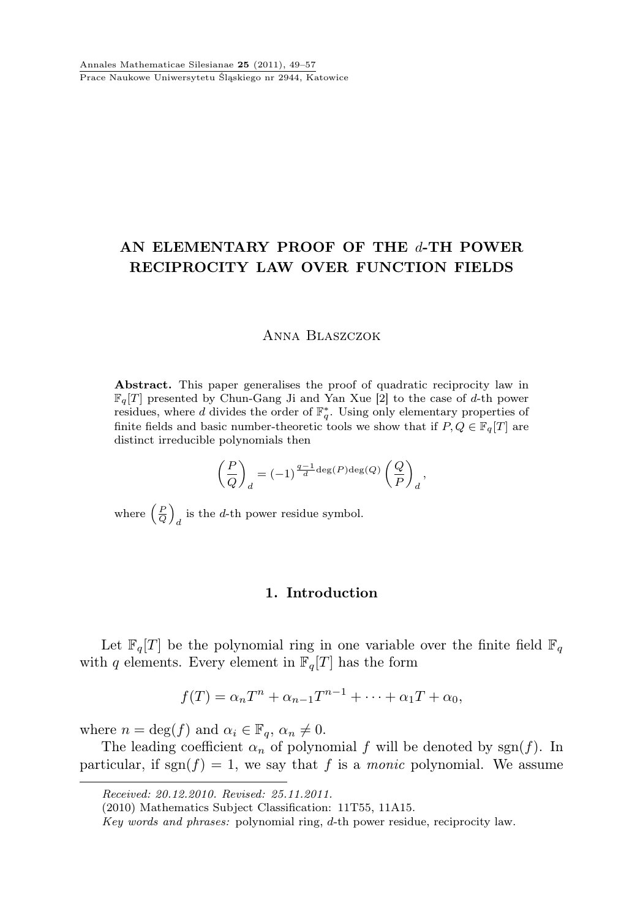# AN ELEMENTARY PROOF OF THE $d$-TH POWER RECIPROCITY LAW OVER FUNCTION FIELDS

Anna Blaszczok

**Abstract.** This paper generalises the proof of quadratic reciprocity law in $\mathbb{F}_q[T]$ presented by Chun-Gang Ji and Yan Xue [2] to the case of $d$-th power residues, where $d$ divides the order of $\mathbb{F}_q^*$. Using only elementary properties of finite fields and basic number-theoretic tools we show that if $P, Q \in \mathbb{F}_q[T]$ are distinct irreducible polynomials then

$$\left(\frac{P}{Q}\right)_d = (-1)^{\frac{q-1}{d}\deg(P)\deg(Q)} \left(\frac{Q}{P}\right)_d,$$

where $\left(\frac{P}{Q}\right)_d$ is the $d$-th power residue symbol.

## 1. Introduction

Let $\mathbb{F}_q[T]$ be the polynomial ring in one variable over the finite field $\mathbb{F}_q$ with $q$ elements. Every element in $\mathbb{F}_q[T]$ has the form

$$f(T) = \alpha_n T^n + \alpha_{n-1}T^{n-1} + \cdots + \alpha_1 T + \alpha_0,$$

where $n = \deg(f)$ and $\alpha_i \in \mathbb{F}_q$, $\alpha_n \neq 0$.

The leading coefficient $\alpha_n$ of polynomial $f$ will be denoted by $\operatorname{sgn}(f)$. In particular, if $\operatorname{sgn}(f) = 1$, we say that $f$ is a *monic* polynomial. We assume

---

*Received: 20.12.2010. Revised: 25.11.2011.*

(2010) Mathematics Subject Classification: 11T55, 11A15.

*Key words and phrases:* polynomial ring, $d$-th power residue, reciprocity law.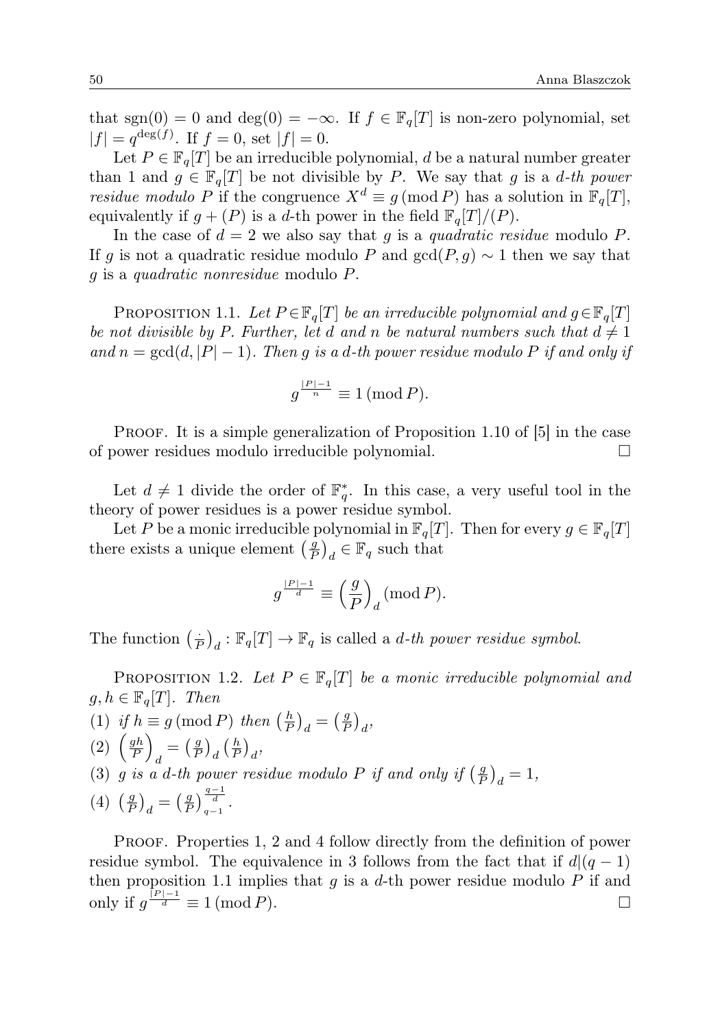that $\mathrm{sgn}(0) = 0$ and $\deg(0) = -\infty$. If $f \in \mathbb{F}_q[T]$ is non-zero polynomial, set $|f| = q^{\deg(f)}$. If $f = 0$, set $|f| = 0$.

Let $P \in \mathbb{F}_q[T]$ be an irreducible polynomial, $d$ be a natural number greater than 1 and $g \in \mathbb{F}_q[T]$ be not divisible by $P$. We say that $g$ is a *d-th power residue modulo* $P$ if the congruence $X^d \equiv g \,(\mathrm{mod}\, P)$ has a solution in $\mathbb{F}_q[T]$, equivalently if $g + (P)$ is a $d$-th power in the field $\mathbb{F}_q[T]/(P)$.

In the case of $d = 2$ we also say that $g$ is a *quadratic residue* modulo $P$. If $g$ is not a quadratic residue modulo $P$ and $\gcd(P, g) \sim 1$ then we say that $g$ is a *quadratic nonresidue* modulo $P$.

Proposition 1.1. *Let $P \in \mathbb{F}_q[T]$ be an irreducible polynomial and $g \in \mathbb{F}_q[T]$ be not divisible by $P$. Further, let $d$ and $n$ be natural numbers such that $d \neq 1$ and $n = \gcd(d, |P| - 1)$. Then $g$ is a $d$-th power residue modulo $P$ if and only if*

$$g^{\frac{|P|-1}{n}} \equiv 1 \,(\mathrm{mod}\, P).$$

Proof. It is a simple generalization of Proposition 1.10 of [5] in the case of power residues modulo irreducible polynomial. $\square$

Let $d \neq 1$ divide the order of $\mathbb{F}_q^*$. In this case, a very useful tool in the theory of power residues is a power residue symbol.

Let $P$ be a monic irreducible polynomial in $\mathbb{F}_q[T]$. Then for every $g \in \mathbb{F}_q[T]$ there exists a unique element $\left(\frac{g}{P}\right)_d \in \mathbb{F}_q$ such that

$$g^{\frac{|P|-1}{d}} \equiv \left(\frac{g}{P}\right)_d (\mathrm{mod}\, P).$$

The function $\left(\frac{\cdot}{P}\right)_d : \mathbb{F}_q[T] \to \mathbb{F}_q$ is called a *d-th power residue symbol*.

Proposition 1.2. *Let $P \in \mathbb{F}_q[T]$ be a monic irreducible polynomial and $g, h \in \mathbb{F}_q[T]$. Then*

(1) *if $h \equiv g \,(\mathrm{mod}\, P)$ then $\left(\frac{h}{P}\right)_d = \left(\frac{g}{P}\right)_d$,*

(2) $\left(\frac{gh}{P}\right)_d = \left(\frac{g}{P}\right)_d \left(\frac{h}{P}\right)_d$,

(3) *$g$ is a $d$-th power residue modulo $P$ if and only if $\left(\frac{g}{P}\right)_d = 1$,*

(4) $\left(\frac{g}{P}\right)_d = \left(\frac{g}{P}\right)_{q-1}^{\frac{q-1}{d}}$.

Proof. Properties 1, 2 and 4 follow directly from the definition of power residue symbol. The equivalence in 3 follows from the fact that if $d | (q-1)$ then proposition 1.1 implies that $g$ is a $d$-th power residue modulo $P$ if and only if $g^{\frac{|P|-1}{d}} \equiv 1 \,(\mathrm{mod}\, P)$. $\square$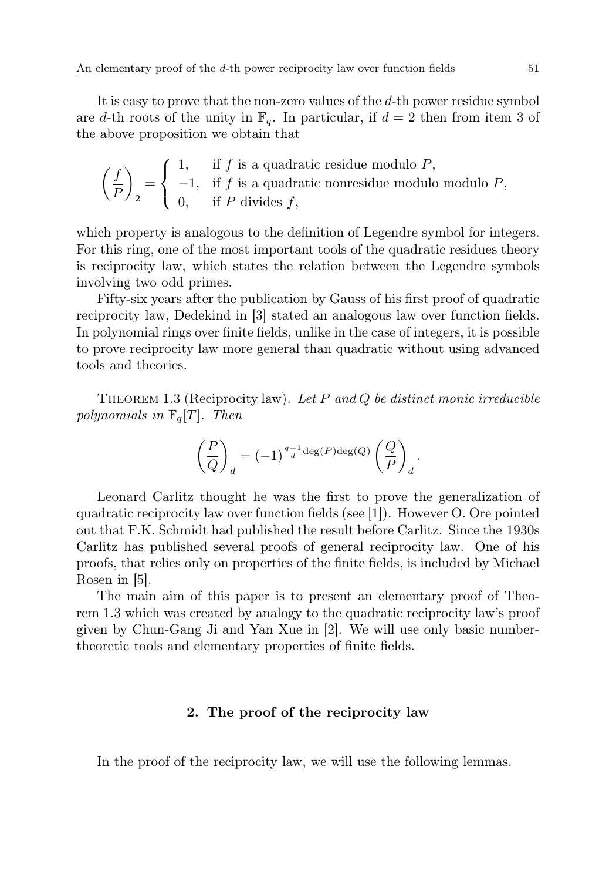It is easy to prove that the non-zero values of the $d$-th power residue symbol are $d$-th roots of the unity in $\mathbb{F}_q$. In particular, if $d = 2$ then from item 3 of the above proposition we obtain that

$$\left(\frac{f}{P}\right)_2 = \begin{cases} 1, & \text{if } f \text{ is a quadratic residue modulo } P, \\ -1, & \text{if } f \text{ is a quadratic nonresidue modulo modulo } P, \\ 0, & \text{if } P \text{ divides } f, \end{cases}$$

which property is analogous to the definition of Legendre symbol for integers. For this ring, one of the most important tools of the quadratic residues theory is reciprocity law, which states the relation between the Legendre symbols involving two odd primes.

Fifty-six years after the publication by Gauss of his first proof of quadratic reciprocity law, Dedekind in [3] stated an analogous law over function fields. In polynomial rings over finite fields, unlike in the case of integers, it is possible to prove reciprocity law more general than quadratic without using advanced tools and theories.

Theorem 1.3 (Reciprocity law). *Let $P$ and $Q$ be distinct monic irreducible polynomials in $\mathbb{F}_q[T]$. Then*

$$\left(\frac{P}{Q}\right)_d = (-1)^{\frac{q-1}{d}\deg(P)\deg(Q)}\left(\frac{Q}{P}\right)_d.$$

Leonard Carlitz thought he was the first to prove the generalization of quadratic reciprocity law over function fields (see [1]). However O. Ore pointed out that F.K. Schmidt had published the result before Carlitz. Since the 1930s Carlitz has published several proofs of general reciprocity law. One of his proofs, that relies only on properties of the finite fields, is included by Michael Rosen in [5].

The main aim of this paper is to present an elementary proof of Theorem 1.3 which was created by analogy to the quadratic reciprocity law's proof given by Chun-Gang Ji and Yan Xue in [2]. We will use only basic number-theoretic tools and elementary properties of finite fields.

## 2. The proof of the reciprocity law

In the proof of the reciprocity law, we will use the following lemmas.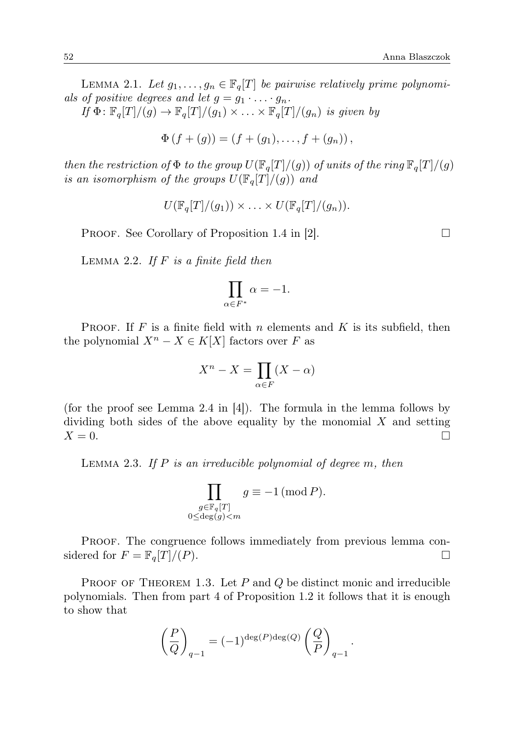Lemma 2.1. *Let $g_1, \ldots, g_n \in \mathbb{F}_q[T]$ be pairwise relatively prime polynomials of positive degrees and let $g = g_1 \cdot \ldots \cdot g_n$.*
*If $\Phi\colon \mathbb{F}_q[T]/(g) \to \mathbb{F}_q[T]/(g_1) \times \ldots \times \mathbb{F}_q[T]/(g_n)$ is given by*

$$\Phi\left(f + (g)\right) = \left(f + (g_1), \ldots, f + (g_n)\right),$$

*then the restriction of $\Phi$ to the group $U(\mathbb{F}_q[T]/(g))$ of units of the ring $\mathbb{F}_q[T]/(g)$ is an isomorphism of the groups $U(\mathbb{F}_q[T]/(g))$ and*

$$U(\mathbb{F}_q[T]/(g_1)) \times \ldots \times U(\mathbb{F}_q[T]/(g_n)).$$

Proof. See Corollary of Proposition 1.4 in [2]. □

Lemma 2.2. *If $F$ is a finite field then*

$$\prod_{\alpha \in F^*} \alpha = -1.$$

Proof. If $F$ is a finite field with $n$ elements and $K$ is its subfield, then the polynomial $X^n - X \in K[X]$ factors over $F$ as

$$X^n - X = \prod_{\alpha \in F} (X - \alpha)$$

(for the proof see Lemma 2.4 in [4]). The formula in the lemma follows by dividing both sides of the above equality by the monomial $X$ and setting $X = 0$. □

Lemma 2.3. *If $P$ is an irreducible polynomial of degree $m$, then*

$$\prod_{\substack{g \in \mathbb{F}_q[T] \\ 0 \leq \deg(g) < m}} g \equiv -1 \pmod{P}.$$

Proof. The congruence follows immediately from previous lemma considered for $F = \mathbb{F}_q[T]/(P)$. □

Proof of Theorem 1.3. Let $P$ and $Q$ be distinct monic and irreducible polynomials. Then from part 4 of Proposition 1.2 it follows that it is enough to show that

$$\left(\frac{P}{Q}\right)_{q-1} = (-1)^{\deg(P)\deg(Q)} \left(\frac{Q}{P}\right)_{q-1}.$$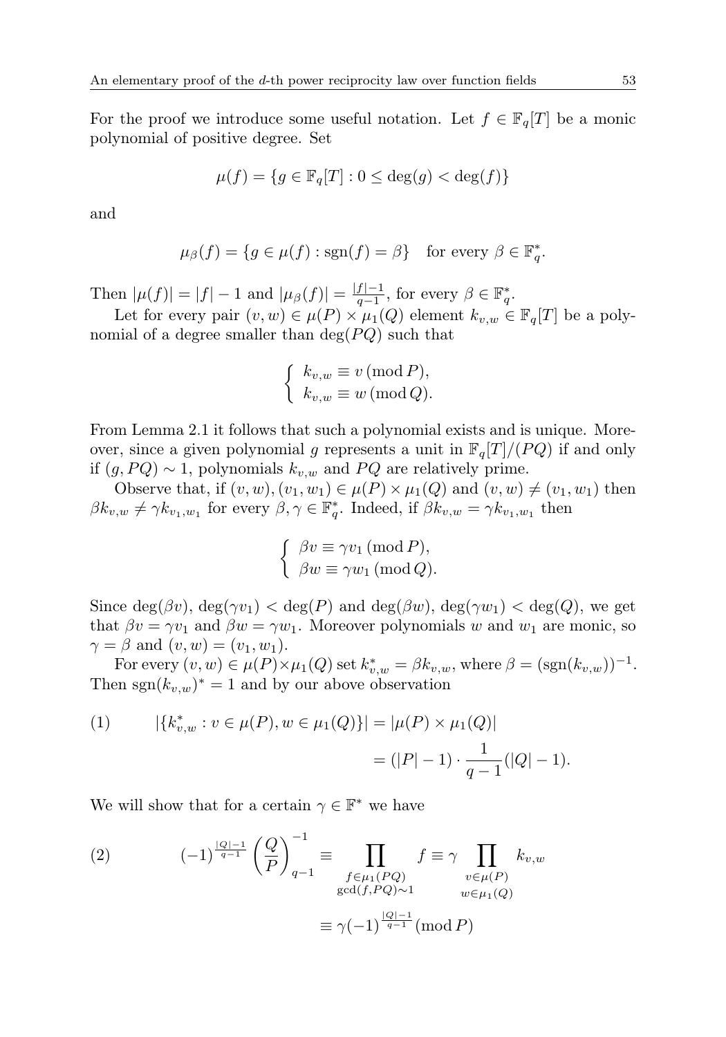For the proof we introduce some useful notation. Let $f \in \mathbb{F}_q[T]$ be a monic polynomial of positive degree. Set

$$\mu(f) = \{g \in \mathbb{F}_q[T] : 0 \leq \deg(g) < \deg(f)\}$$

and

$$\mu_\beta(f) = \{g \in \mu(f) : \operatorname{sgn}(f) = \beta\} \quad \text{for every } \beta \in \mathbb{F}_q^*.$$

Then $|\mu(f)| = |f| - 1$ and $|\mu_\beta(f)| = \frac{|f|-1}{q-1}$, for every $\beta \in \mathbb{F}_q^*$.

Let for every pair $(v, w) \in \mu(P) \times \mu_1(Q)$ element $k_{v,w} \in \mathbb{F}_q[T]$ be a polynomial of a degree smaller than $\deg(PQ)$ such that

$$\begin{cases} k_{v,w} \equiv v \pmod{P}, \\ k_{v,w} \equiv w \pmod{Q}. \end{cases}$$

From Lemma 2.1 it follows that such a polynomial exists and is unique. Moreover, since a given polynomial $g$ represents a unit in $\mathbb{F}_q[T]/(PQ)$ if and only if $(g, PQ) \sim 1$, polynomials $k_{v,w}$ and $PQ$ are relatively prime.

Observe that, if $(v, w), (v_1, w_1) \in \mu(P) \times \mu_1(Q)$ and $(v, w) \neq (v_1, w_1)$ then $\beta k_{v,w} \neq \gamma k_{v_1,w_1}$ for every $\beta, \gamma \in \mathbb{F}_q^*$. Indeed, if $\beta k_{v,w} = \gamma k_{v_1,w_1}$ then

$$\begin{cases} \beta v \equiv \gamma v_1 \pmod{P}, \\ \beta w \equiv \gamma w_1 \pmod{Q}. \end{cases}$$

Since $\deg(\beta v)$, $\deg(\gamma v_1) < \deg(P)$ and $\deg(\beta w)$, $\deg(\gamma w_1) < \deg(Q)$, we get that $\beta v = \gamma v_1$ and $\beta w = \gamma w_1$. Moreover polynomials $w$ and $w_1$ are monic, so $\gamma = \beta$ and $(v, w) = (v_1, w_1)$.

For every $(v, w) \in \mu(P) \times \mu_1(Q)$ set $k_{v,w}^* = \beta k_{v,w}$, where $\beta = (\operatorname{sgn}(k_{v,w}))^{-1}$. Then $\operatorname{sgn}(k_{v,w})^* = 1$ and by our above observation

$$\begin{aligned} (1) \qquad |\{k_{v,w}^* : v \in \mu(P), w \in \mu_1(Q)\}| &= |\mu(P) \times \mu_1(Q)| \\ &= (|P| - 1) \cdot \frac{1}{q-1}(|Q| - 1). \end{aligned}$$

We will show that for a certain $\gamma \in \mathbb{F}^*$ we have

$$\begin{aligned} (2) \qquad (-1)^{\frac{|Q|-1}{q-1}} \left(\frac{Q}{P}\right)_{q-1}^{-1} &\equiv \prod_{\substack{f \in \mu_1(PQ) \\ \gcd(f, PQ) \sim 1}} f \equiv \gamma \prod_{\substack{v \in \mu(P) \\ w \in \mu_1(Q)}} k_{v,w} \\ &\equiv \gamma (-1)^{\frac{|Q|-1}{q-1}} \pmod{P} \end{aligned}$$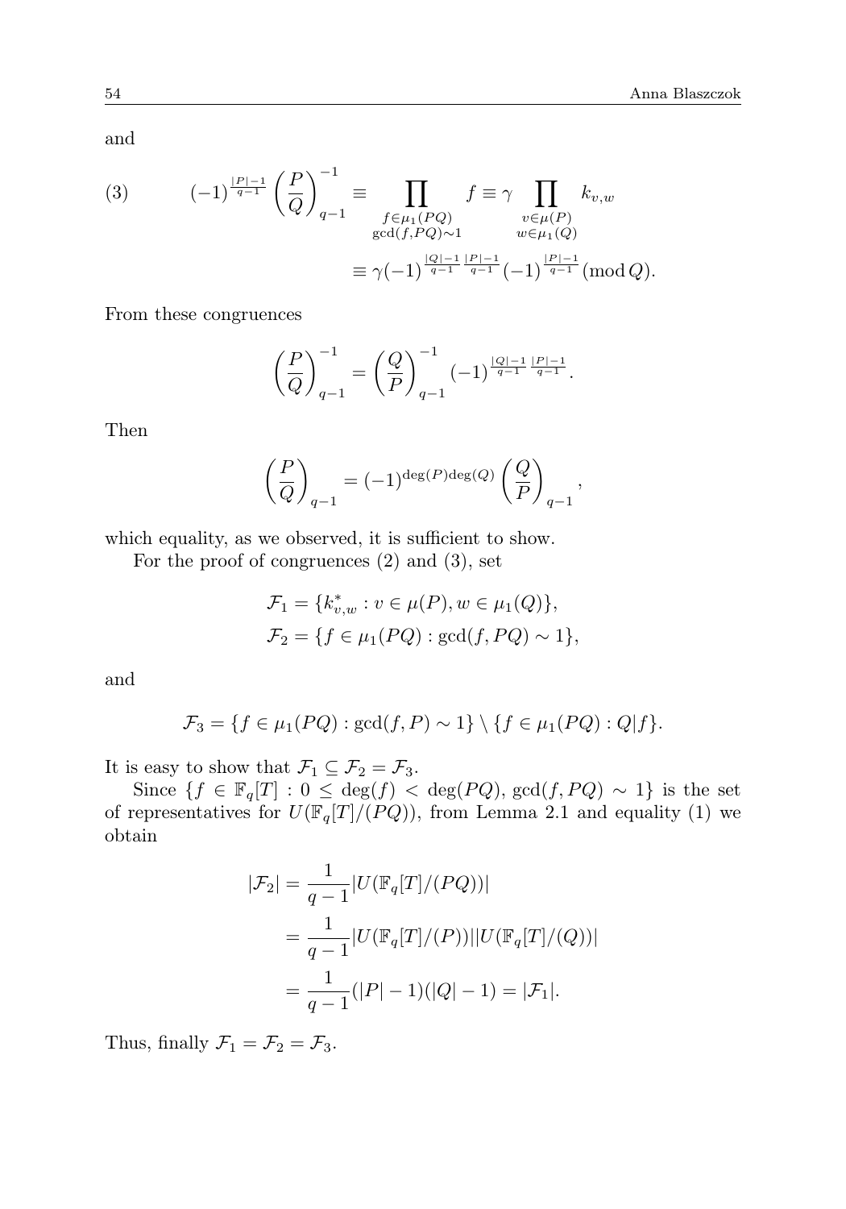and

$$(3)\qquad (-1)^{\frac{|P|-1}{q-1}}\left(\frac{P}{Q}\right)_{q-1}^{-1} \equiv \prod_{\substack{f\in\mu_1(PQ)\\ \gcd(f,PQ)\sim 1}} f \equiv \gamma \prod_{\substack{v\in\mu(P)\\ w\in\mu_1(Q)}} k_{v,w}$$

$$\equiv \gamma(-1)^{\frac{|Q|-1}{q-1}\frac{|P|-1}{q-1}}(-1)^{\frac{|P|-1}{q-1}} (\operatorname{mod} Q).$$

From these congruences

$$\left(\frac{P}{Q}\right)_{q-1}^{-1} = \left(\frac{Q}{P}\right)_{q-1}^{-1}(-1)^{\frac{|Q|-1}{q-1}\frac{|P|-1}{q-1}}.$$

Then

$$\left(\frac{P}{Q}\right)_{q-1} = (-1)^{\deg(P)\deg(Q)}\left(\frac{Q}{P}\right)_{q-1},$$

which equality, as we observed, it is sufficient to show.

For the proof of congruences (2) and (3), set

$$\mathcal{F}_1 = \{k^*_{v,w} : v \in \mu(P), w \in \mu_1(Q)\},$$
$$\mathcal{F}_2 = \{f \in \mu_1(PQ) : \gcd(f, PQ) \sim 1\},$$

and

$$\mathcal{F}_3 = \{f \in \mu_1(PQ) : \gcd(f, P) \sim 1\} \setminus \{f \in \mu_1(PQ) : Q|f\}.$$

It is easy to show that $\mathcal{F}_1 \subseteq \mathcal{F}_2 = \mathcal{F}_3$.

Since $\{f \in \mathbb{F}_q[T] : 0 \le \deg(f) < \deg(PQ), \gcd(f, PQ) \sim 1\}$ is the set of representatives for $U(\mathbb{F}_q[T]/(PQ))$, from Lemma 2.1 and equality (1) we obtain

$$\begin{aligned}
|\mathcal{F}_2| &= \frac{1}{q-1}|U(\mathbb{F}_q[T]/(PQ))| \\
&= \frac{1}{q-1}|U(\mathbb{F}_q[T]/(P))||U(\mathbb{F}_q[T]/(Q))| \\
&= \frac{1}{q-1}(|P|-1)(|Q|-1) = |\mathcal{F}_1|.
\end{aligned}$$

Thus, finally $\mathcal{F}_1 = \mathcal{F}_2 = \mathcal{F}_3$.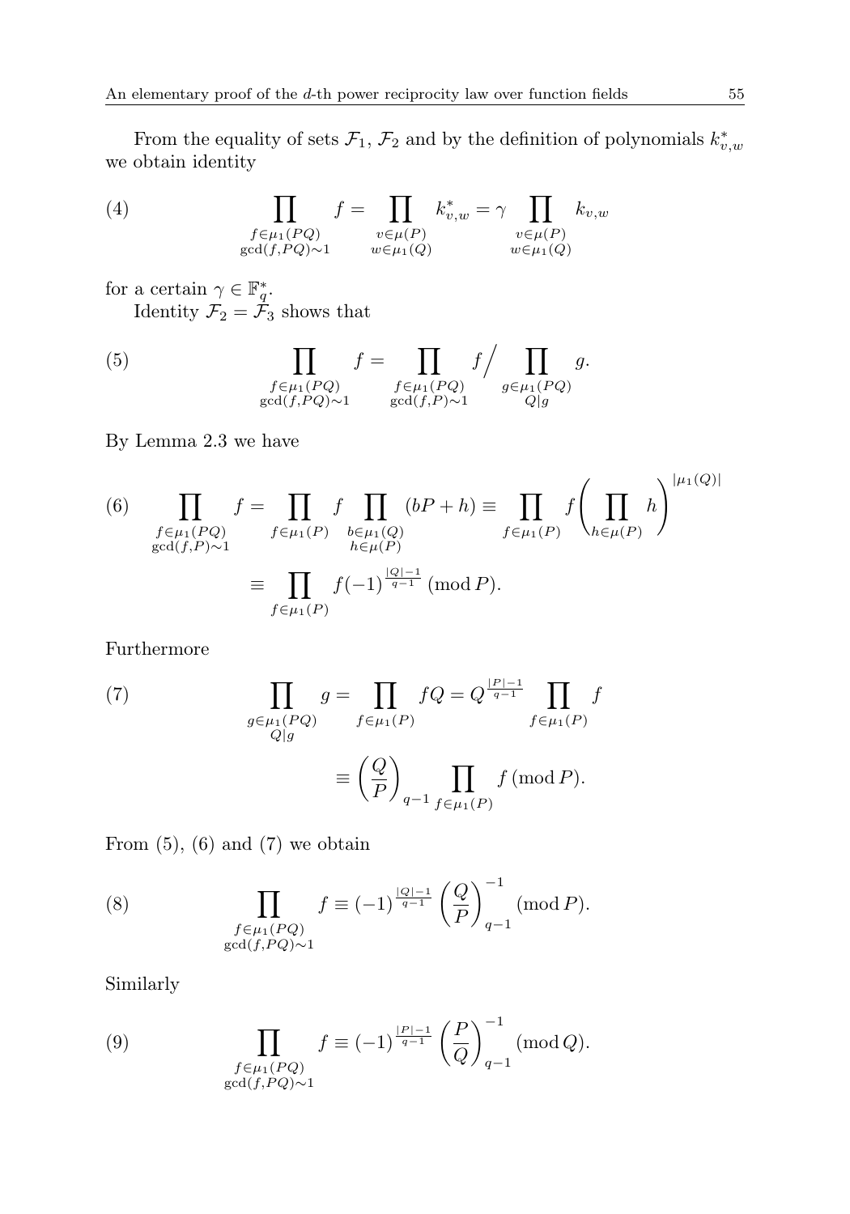From the equality of sets $\mathcal{F}_1$, $\mathcal{F}_2$ and by the definition of polynomials $k^*_{v,w}$ we obtain identity

$$\prod_{\substack{f\in\mu_1(PQ)\\ \gcd(f,PQ)\sim 1}} f = \prod_{\substack{v\in\mu(P)\\ w\in\mu_1(Q)}} k^*_{v,w} = \gamma \prod_{\substack{v\in\mu(P)\\ w\in\mu_1(Q)}} k_{v,w} \tag{4}$$

for a certain $\gamma \in \mathbb{F}_q^*$.

Identity $\mathcal{F}_2 = \mathcal{F}_3$ shows that

$$\prod_{\substack{f\in\mu_1(PQ)\\ \gcd(f,PQ)\sim 1}} f = \prod_{\substack{f\in\mu_1(PQ)\\ \gcd(f,P)\sim 1}} f \Big/ \prod_{\substack{g\in\mu_1(PQ)\\ Q\mid g}} g. \tag{5}$$

By Lemma 2.3 we have

$$\begin{aligned}\prod_{\substack{f\in\mu_1(PQ)\\ \gcd(f,P)\sim 1}} f &= \prod_{f\in\mu_1(P)} f \prod_{\substack{b\in\mu_1(Q)\\ h\in\mu(P)}} (bP+h) \equiv \prod_{f\in\mu_1(P)} f \Bigg(\prod_{h\in\mu(P)} h\Bigg)^{|\mu_1(Q)|} \\ &\equiv \prod_{f\in\mu_1(P)} f (-1)^{\frac{|Q|-1}{q-1}} \pmod{P}.\end{aligned} \tag{6}$$

Furthermore

$$\begin{aligned}\prod_{\substack{g\in\mu_1(PQ)\\ Q\mid g}} g &= \prod_{f\in\mu_1(P)} fQ = Q^{\frac{|P|-1}{q-1}} \prod_{f\in\mu_1(P)} f \\ &\equiv \left(\frac{Q}{P}\right)_{q-1} \prod_{f\in\mu_1(P)} f \pmod{P}.\end{aligned} \tag{7}$$

From (5), (6) and (7) we obtain

$$\prod_{\substack{f\in\mu_1(PQ)\\ \gcd(f,PQ)\sim 1}} f \equiv (-1)^{\frac{|Q|-1}{q-1}} \left(\frac{Q}{P}\right)_{q-1}^{-1} \pmod{P}. \tag{8}$$

Similarly

$$\prod_{\substack{f\in\mu_1(PQ)\\ \gcd(f,PQ)\sim 1}} f \equiv (-1)^{\frac{|P|-1}{q-1}} \left(\frac{P}{Q}\right)_{q-1}^{-1} \pmod{Q}. \tag{9}$$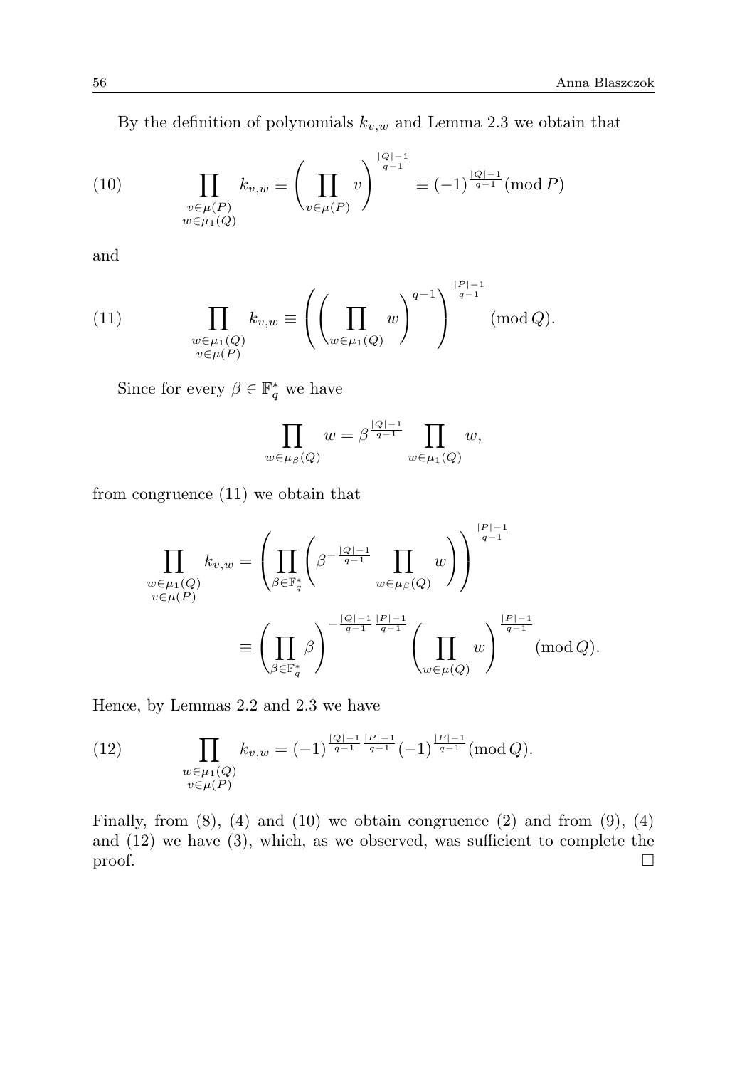By the definition of polynomials $k_{v,w}$ and Lemma 2.3 we obtain that

$$\prod_{\substack{v\in\mu(P)\\ w\in\mu_1(Q)}} k_{v,w} \equiv \left(\prod_{v\in\mu(P)} v\right)^{\frac{|Q|-1}{q-1}} \equiv (-1)^{\frac{|Q|-1}{q-1}} (\operatorname{mod} P) \tag{10}$$

and

$$\prod_{\substack{w\in\mu_1(Q)\\ v\in\mu(P)}} k_{v,w} \equiv \left(\left(\prod_{w\in\mu_1(Q)} w\right)^{q-1}\right)^{\frac{|P|-1}{q-1}} (\operatorname{mod} Q). \tag{11}$$

Since for every $\beta \in \mathbb{F}_q^*$ we have

$$\prod_{w\in\mu_\beta(Q)} w = \beta^{\frac{|Q|-1}{q-1}} \prod_{w\in\mu_1(Q)} w,$$

from congruence (11) we obtain that

$$\begin{aligned}\prod_{\substack{w\in\mu_1(Q)\\ v\in\mu(P)}} k_{v,w} &= \left(\prod_{\beta\in\mathbb{F}_q^*}\left(\beta^{-\frac{|Q|-1}{q-1}}\prod_{w\in\mu_\beta(Q)} w\right)\right)^{\frac{|P|-1}{q-1}}\\ &\equiv \left(\prod_{\beta\in\mathbb{F}_q^*}\beta\right)^{-\frac{|Q|-1}{q-1}\frac{|P|-1}{q-1}}\left(\prod_{w\in\mu(Q)} w\right)^{\frac{|P|-1}{q-1}} (\operatorname{mod} Q).\end{aligned}$$

Hence, by Lemmas 2.2 and 2.3 we have

$$\prod_{\substack{w\in\mu_1(Q)\\ v\in\mu(P)}} k_{v,w} = (-1)^{\frac{|Q|-1}{q-1}\frac{|P|-1}{q-1}}(-1)^{\frac{|P|-1}{q-1}} (\operatorname{mod} Q). \tag{12}$$

Finally, from (8), (4) and (10) we obtain congruence (2) and from (9), (4) and (12) we have (3), which, as we observed, was sufficient to complete the proof. □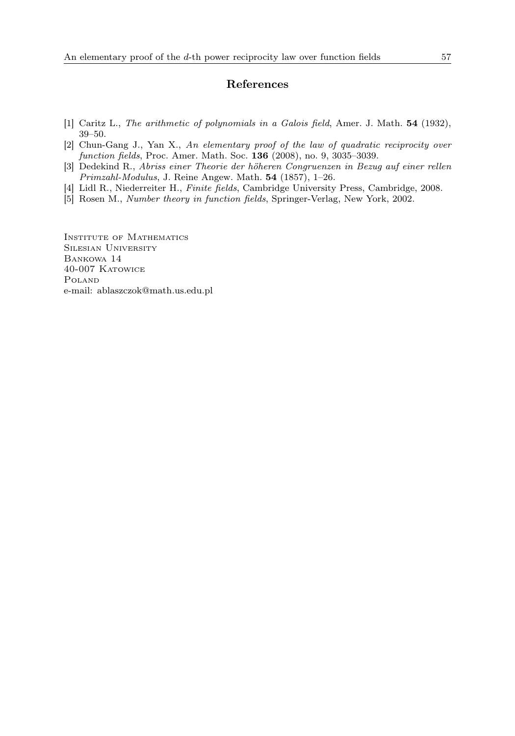## References

[1] Caritz L., *The arithmetic of polynomials in a Galois field*, Amer. J. Math. **54** (1932), 39–50.

[2] Chun-Gang J., Yan X., *An elementary proof of the law of quadratic reciprocity over function fields*, Proc. Amer. Math. Soc. **136** (2008), no. 9, 3035–3039.

[3] Dedekind R., *Abriss einer Theorie der höheren Congruenzen in Bezug auf einer rellen Primzahl-Modulus*, J. Reine Angew. Math. **54** (1857), 1–26.

[4] Lidl R., Niederreiter H., *Finite fields*, Cambridge University Press, Cambridge, 2008.

[5] Rosen M., *Number theory in function fields*, Springer-Verlag, New York, 2002.

Institute of Mathematics
Silesian University
Bankowa 14
40-007 Katowice
Poland
e-mail: ablaszczok@math.us.edu.pl